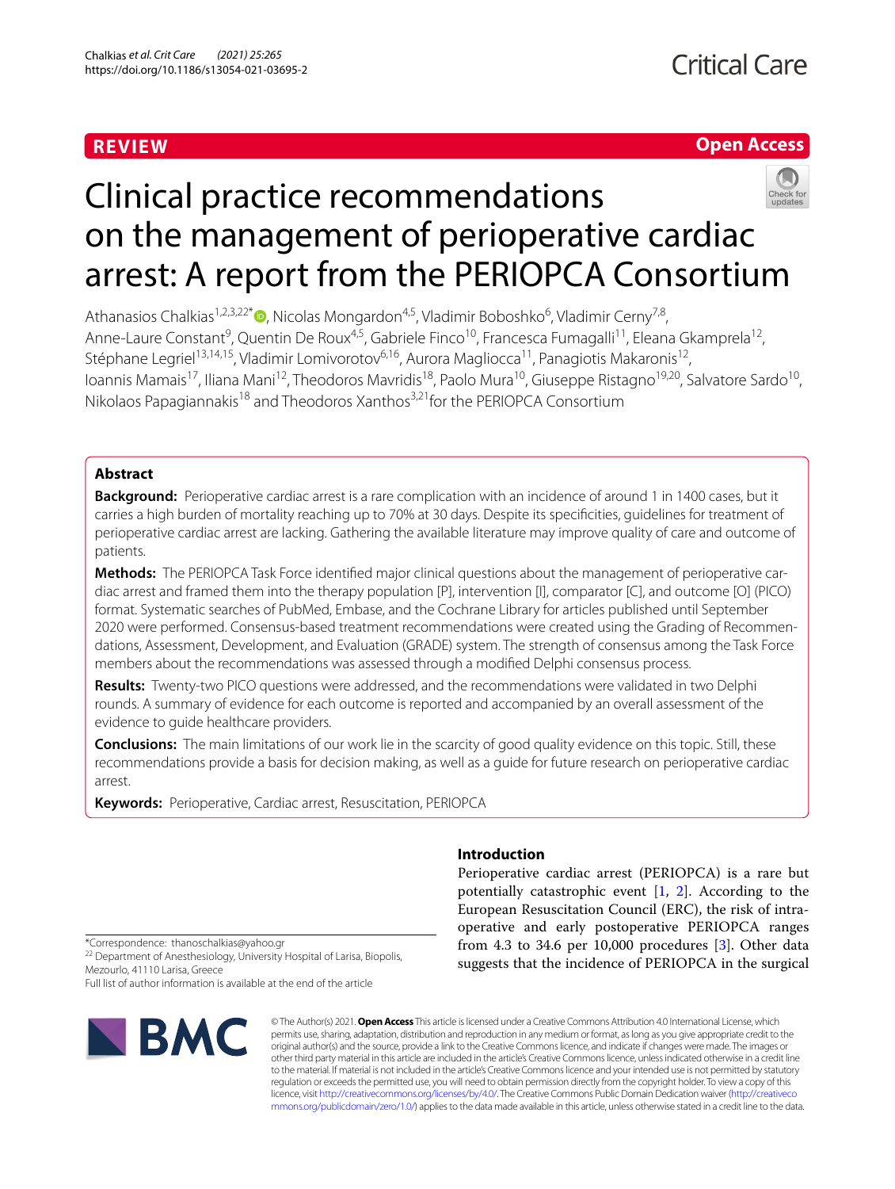REVIEW

Open Access

# Clinical practice recommendations on the management of perioperative cardiac arrest: A report from the PERIOPCA Consortium

Athanasios Chalkias[1,2,3,22*], Nicolas Mongardon[4,5], Vladimir Boboshko[6], Vladimir Cerny[7,8], Anne-Laure Constant[9], Quentin De Roux[4,5], Gabriele Finco[10], Francesca Fumagalli[11], Eleana Gkamprela[12], Stéphane Legriel[13,14,15], Vladimir Lomivorotov[6,16], Aurora Magliocca[11], Panagiotis Makaronis[12], Ioannis Mamais[17], Iliana Mani[12], Theodoros Mavridis[18], Paolo Mura[10], Giuseppe Ristagno[19,20], Salvatore Sardo[10], Nikolaos Papagiannakis[18] and Theodoros Xanthos[3,21] for the PERIOPCA Consortium

## Abstract

**Background:** Perioperative cardiac arrest is a rare complication with an incidence of around 1 in 1400 cases, but it carries a high burden of mortality reaching up to 70% at 30 days. Despite its specificities, guidelines for treatment of perioperative cardiac arrest are lacking. Gathering the available literature may improve quality of care and outcome of patients.

**Methods:** The PERIOPCA Task Force identified major clinical questions about the management of perioperative cardiac arrest and framed them into the therapy population [P], intervention [I], comparator [C], and outcome [O] (PICO) format. Systematic searches of PubMed, Embase, and the Cochrane Library for articles published until September 2020 were performed. Consensus-based treatment recommendations were created using the Grading of Recommendations, Assessment, Development, and Evaluation (GRADE) system. The strength of consensus among the Task Force members about the recommendations was assessed through a modified Delphi consensus process.

**Results:** Twenty-two PICO questions were addressed, and the recommendations were validated in two Delphi rounds. A summary of evidence for each outcome is reported and accompanied by an overall assessment of the evidence to guide healthcare providers.

**Conclusions:** The main limitations of our work lie in the scarcity of good quality evidence on this topic. Still, these recommendations provide a basis for decision making, as well as a guide for future research on perioperative cardiac arrest.

**Keywords:** Perioperative, Cardiac arrest, Resuscitation, PERIOPCA

*Correspondence: thanoschalkias@yahoo.gr
[22] Department of Anesthesiology, University Hospital of Larisa, Biopolis, Mezourlo, 41110 Larisa, Greece
Full list of author information is available at the end of the article

## Introduction

Perioperative cardiac arrest (PERIOPCA) is a rare but potentially catastrophic event [1, 2]. According to the European Resuscitation Council (ERC), the risk of intraoperative and early postoperative PERIOPCA ranges from 4.3 to 34.6 per 10,000 procedures [3]. Other data suggests that the incidence of PERIOPCA in the surgical

© The Author(s) 2021. **Open Access** This article is licensed under a Creative Commons Attribution 4.0 International License, which permits use, sharing, adaptation, distribution and reproduction in any medium or format, as long as you give appropriate credit to the original author(s) and the source, provide a link to the Creative Commons licence, and indicate if changes were made. The images or other third party material in this article are included in the article's Creative Commons licence, unless indicated otherwise in a credit line to the material. If material is not included in the article's Creative Commons licence and your intended use is not permitted by statutory regulation or exceeds the permitted use, you will need to obtain permission directly from the copyright holder. To view a copy of this licence, visit http://creativecommons.org/licenses/by/4.0/. The Creative Commons Public Domain Dedication waiver (http://creativecommons.org/publicdomain/zero/1.0/) applies to the data made available in this article, unless otherwise stated in a credit line to the data.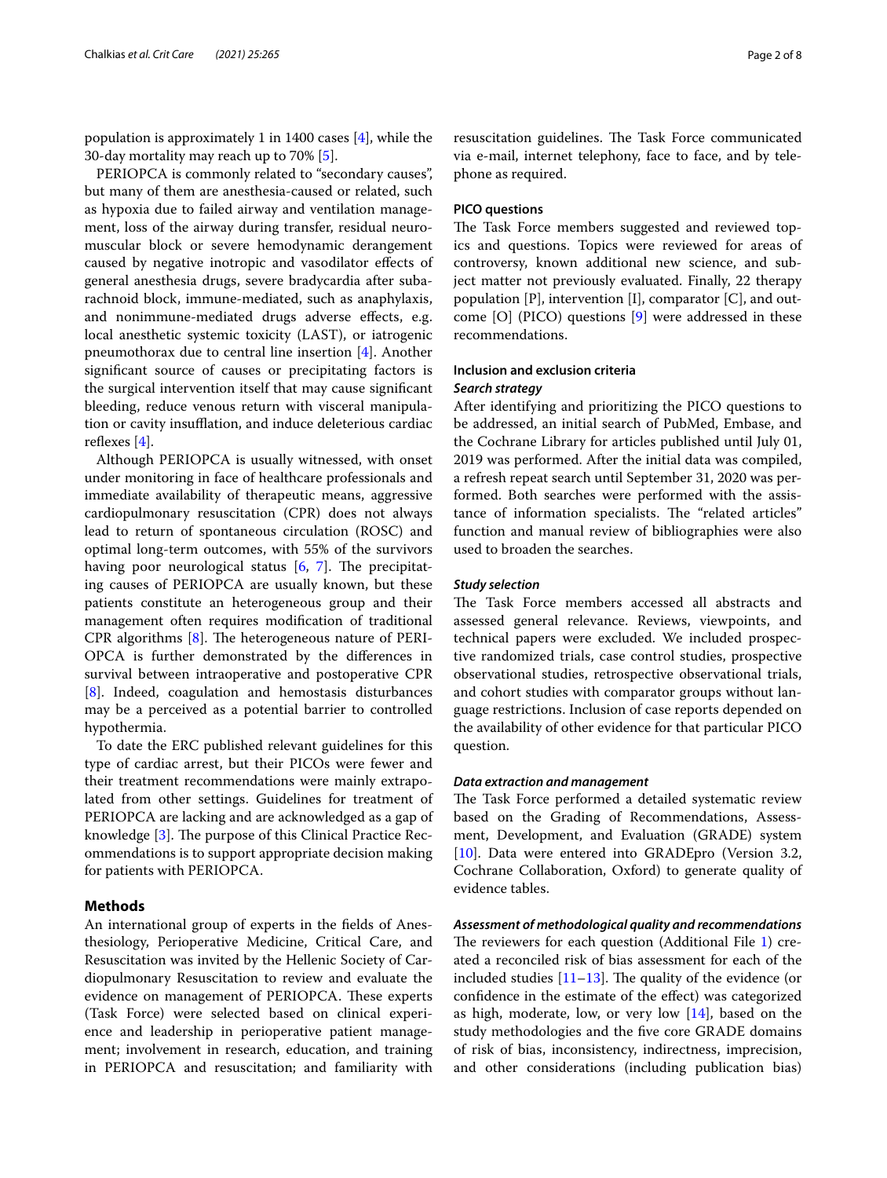population is approximately 1 in 1400 cases [4], while the 30-day mortality may reach up to 70% [5].

PERIOPCA is commonly related to "secondary causes", but many of them are anesthesia-caused or related, such as hypoxia due to failed airway and ventilation management, loss of the airway during transfer, residual neuromuscular block or severe hemodynamic derangement caused by negative inotropic and vasodilator effects of general anesthesia drugs, severe bradycardia after subarachnoid block, immune-mediated, such as anaphylaxis, and nonimmune-mediated drugs adverse effects, e.g. local anesthetic systemic toxicity (LAST), or iatrogenic pneumothorax due to central line insertion [4]. Another significant source of causes or precipitating factors is the surgical intervention itself that may cause significant bleeding, reduce venous return with visceral manipulation or cavity insufflation, and induce deleterious cardiac reflexes [4].

Although PERIOPCA is usually witnessed, with onset under monitoring in face of healthcare professionals and immediate availability of therapeutic means, aggressive cardiopulmonary resuscitation (CPR) does not always lead to return of spontaneous circulation (ROSC) and optimal long-term outcomes, with 55% of the survivors having poor neurological status [6, 7]. The precipitating causes of PERIOPCA are usually known, but these patients constitute an heterogeneous group and their management often requires modification of traditional CPR algorithms [8]. The heterogeneous nature of PERIOPCA is further demonstrated by the differences in survival between intraoperative and postoperative CPR [8]. Indeed, coagulation and hemostasis disturbances may be a perceived as a potential barrier to controlled hypothermia.

To date the ERC published relevant guidelines for this type of cardiac arrest, but their PICOs were fewer and their treatment recommendations were mainly extrapolated from other settings. Guidelines for treatment of PERIOPCA are lacking and are acknowledged as a gap of knowledge [3]. The purpose of this Clinical Practice Recommendations is to support appropriate decision making for patients with PERIOPCA.

## Methods

An international group of experts in the fields of Anesthesiology, Perioperative Medicine, Critical Care, and Resuscitation was invited by the Hellenic Society of Cardiopulmonary Resuscitation to review and evaluate the evidence on management of PERIOPCA. These experts (Task Force) were selected based on clinical experience and leadership in perioperative patient management; involvement in research, education, and training in PERIOPCA and resuscitation; and familiarity with resuscitation guidelines. The Task Force communicated via e-mail, internet telephony, face to face, and by telephone as required.

### PICO questions

The Task Force members suggested and reviewed topics and questions. Topics were reviewed for areas of controversy, known additional new science, and subject matter not previously evaluated. Finally, 22 therapy population [P], intervention [I], comparator [C], and outcome [O] (PICO) questions [9] were addressed in these recommendations.

### Inclusion and exclusion criteria

#### *Search strategy*

After identifying and prioritizing the PICO questions to be addressed, an initial search of PubMed, Embase, and the Cochrane Library for articles published until July 01, 2019 was performed. After the initial data was compiled, a refresh repeat search until September 31, 2020 was performed. Both searches were performed with the assistance of information specialists. The "related articles" function and manual review of bibliographies were also used to broaden the searches.

#### *Study selection*

The Task Force members accessed all abstracts and assessed general relevance. Reviews, viewpoints, and technical papers were excluded. We included prospective randomized trials, case control studies, prospective observational studies, retrospective observational trials, and cohort studies with comparator groups without language restrictions. Inclusion of case reports depended on the availability of other evidence for that particular PICO question.

#### *Data extraction and management*

The Task Force performed a detailed systematic review based on the Grading of Recommendations, Assessment, Development, and Evaluation (GRADE) system [10]. Data were entered into GRADEpro (Version 3.2, Cochrane Collaboration, Oxford) to generate quality of evidence tables.

#### *Assessment of methodological quality and recommendations*

The reviewers for each question (Additional File 1) created a reconciled risk of bias assessment for each of the included studies [11–13]. The quality of the evidence (or confidence in the estimate of the effect) was categorized as high, moderate, low, or very low [14], based on the study methodologies and the five core GRADE domains of risk of bias, inconsistency, indirectness, imprecision, and other considerations (including publication bias)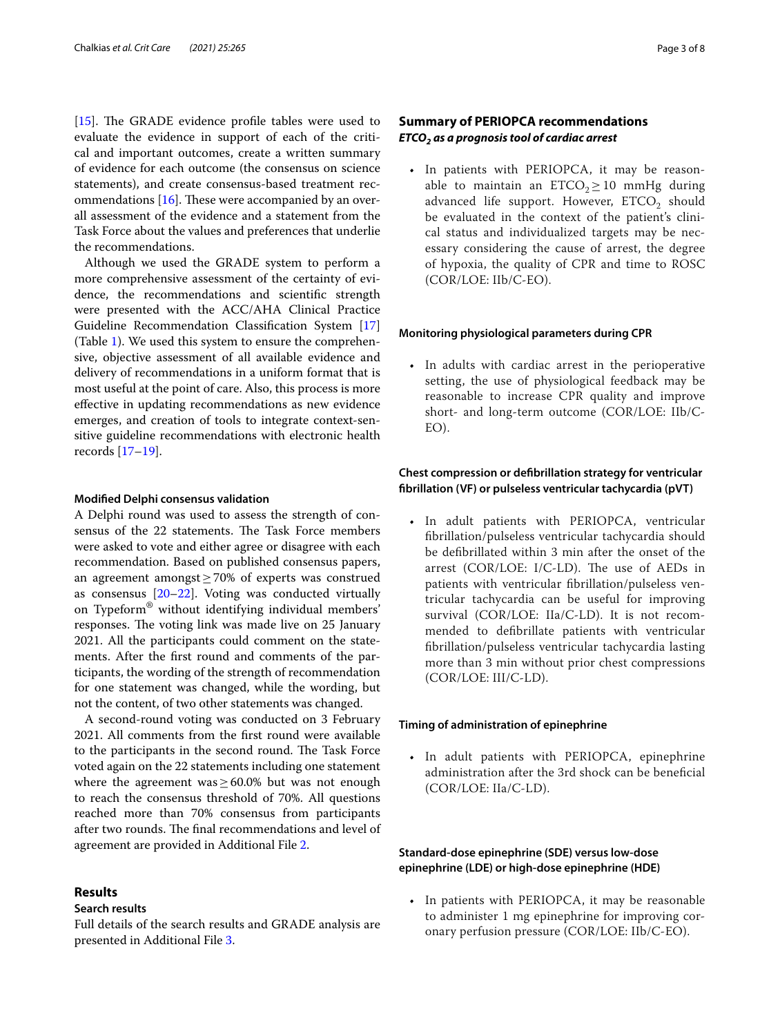[15]. The GRADE evidence profile tables were used to evaluate the evidence in support of each of the critical and important outcomes, create a written summary of evidence for each outcome (the consensus on science statements), and create consensus-based treatment recommendations [16]. These were accompanied by an overall assessment of the evidence and a statement from the Task Force about the values and preferences that underlie the recommendations.

Although we used the GRADE system to perform a more comprehensive assessment of the certainty of evidence, the recommendations and scientific strength were presented with the ACC/AHA Clinical Practice Guideline Recommendation Classification System [17] (Table 1). We used this system to ensure the comprehensive, objective assessment of all available evidence and delivery of recommendations in a uniform format that is most useful at the point of care. Also, this process is more effective in updating recommendations as new evidence emerges, and creation of tools to integrate context-sensitive guideline recommendations with electronic health records [17–19].

#### Modified Delphi consensus validation

A Delphi round was used to assess the strength of consensus of the 22 statements. The Task Force members were asked to vote and either agree or disagree with each recommendation. Based on published consensus papers, an agreement amongst ≥ 70% of experts was construed as consensus [20–22]. Voting was conducted virtually on Typeform® without identifying individual members' responses. The voting link was made live on 25 January 2021. All the participants could comment on the statements. After the first round and comments of the participants, the wording of the strength of recommendation for one statement was changed, while the wording, but not the content, of two other statements was changed.

A second-round voting was conducted on 3 February 2021. All comments from the first round were available to the participants in the second round. The Task Force voted again on the 22 statements including one statement where the agreement was ≥ 60.0% but was not enough to reach the consensus threshold of 70%. All questions reached more than 70% consensus from participants after two rounds. The final recommendations and level of agreement are provided in Additional File 2.

## Results

### Search results

Full details of the search results and GRADE analysis are presented in Additional File 3.

## Summary of PERIOPCA recommendations

### *$ETCO_2$ as a prognosis tool of cardiac arrest*

- In patients with PERIOPCA, it may be reasonable to maintain an $ETCO_2 \geq 10$ mmHg during advanced life support. However, $ETCO_2$ should be evaluated in the context of the patient's clinical status and individualized targets may be necessary considering the cause of arrest, the degree of hypoxia, the quality of CPR and time to ROSC (COR/LOE: IIb/C-EO).

#### Monitoring physiological parameters during CPR

- In adults with cardiac arrest in the perioperative setting, the use of physiological feedback may be reasonable to increase CPR quality and improve short- and long-term outcome (COR/LOE: IIb/C-EO).

#### Chest compression or defibrillation strategy for ventricular fibrillation (VF) or pulseless ventricular tachycardia (pVT)

- In adult patients with PERIOPCA, ventricular fibrillation/pulseless ventricular tachycardia should be defibrillated within 3 min after the onset of the arrest (COR/LOE: I/C-LD). The use of AEDs in patients with ventricular fibrillation/pulseless ventricular tachycardia can be useful for improving survival (COR/LOE: IIa/C-LD). It is not recommended to defibrillate patients with ventricular fibrillation/pulseless ventricular tachycardia lasting more than 3 min without prior chest compressions (COR/LOE: III/C-LD).

#### Timing of administration of epinephrine

- In adult patients with PERIOPCA, epinephrine administration after the 3rd shock can be beneficial (COR/LOE: IIa/C-LD).

#### Standard-dose epinephrine (SDE) versus low-dose epinephrine (LDE) or high-dose epinephrine (HDE)

- In patients with PERIOPCA, it may be reasonable to administer 1 mg epinephrine for improving coronary perfusion pressure (COR/LOE: IIb/C-EO).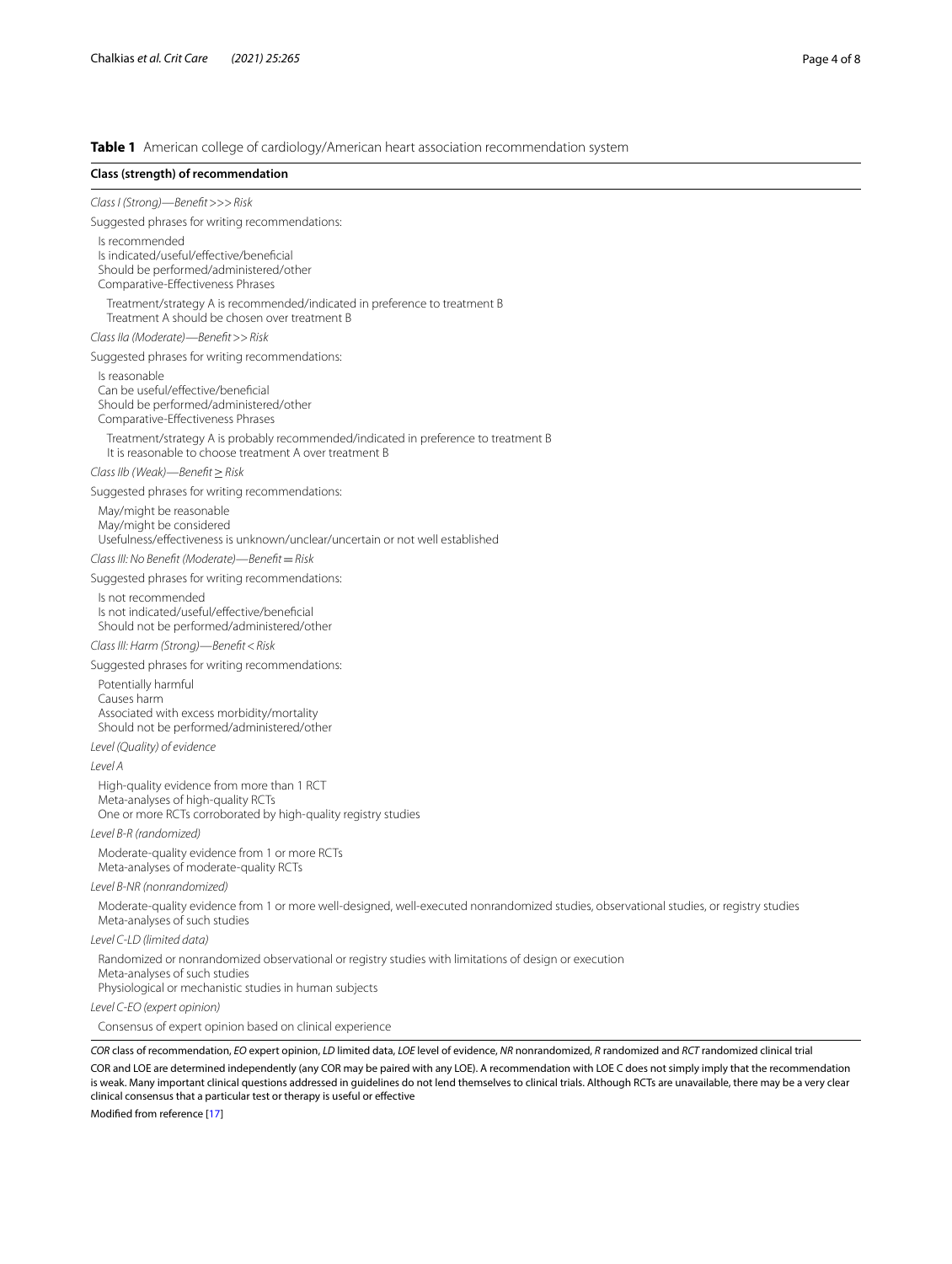**Table 1** American college of cardiology/American heart association recommendation system

| **Class (strength) of recommendation** |
|---|
| *Class I (Strong)—Benefit >>> Risk* |
| Suggested phrases for writing recommendations: |
| Is recommended<br>Is indicated/useful/effective/beneficial<br>Should be performed/administered/other<br>Comparative-Effectiveness Phrases |
| Treatment/strategy A is recommended/indicated in preference to treatment B<br>Treatment A should be chosen over treatment B |
| *Class IIa (Moderate)—Benefit >> Risk* |
| Suggested phrases for writing recommendations: |
| Is reasonable<br>Can be useful/effective/beneficial<br>Should be performed/administered/other<br>Comparative-Effectiveness Phrases |
| Treatment/strategy A is probably recommended/indicated in preference to treatment B<br>It is reasonable to choose treatment A over treatment B |
| *Class IIb (Weak)—Benefit ≥ Risk* |
| Suggested phrases for writing recommendations: |
| May/might be reasonable<br>May/might be considered<br>Usefulness/effectiveness is unknown/unclear/uncertain or not well established |
| *Class III: No Benefit (Moderate)—Benefit = Risk* |
| Suggested phrases for writing recommendations: |
| Is not recommended<br>Is not indicated/useful/effective/beneficial<br>Should not be performed/administered/other |
| *Class III: Harm (Strong)—Benefit < Risk* |
| Suggested phrases for writing recommendations: |
| Potentially harmful<br>Causes harm<br>Associated with excess morbidity/mortality<br>Should not be performed/administered/other |
| *Level (Quality) of evidence* |
| *Level A* |
| High-quality evidence from more than 1 RCT<br>Meta-analyses of high-quality RCTs<br>One or more RCTs corroborated by high-quality registry studies |
| *Level B-R (randomized)* |
| Moderate-quality evidence from 1 or more RCTs<br>Meta-analyses of moderate-quality RCTs |
| *Level B-NR (nonrandomized)* |
| Moderate-quality evidence from 1 or more well-designed, well-executed nonrandomized studies, observational studies, or registry studies<br>Meta-analyses of such studies |
| *Level C-LD (limited data)* |
| Randomized or nonrandomized observational or registry studies with limitations of design or execution<br>Meta-analyses of such studies<br>Physiological or mechanistic studies in human subjects |
| *Level C-EO (expert opinion)* |
| Consensus of expert opinion based on clinical experience |

*COR* class of recommendation, *EO* expert opinion, *LD* limited data, *LOE* level of evidence, *NR* nonrandomized, *R* randomized and *RCT* randomized clinical trial

COR and LOE are determined independently (any COR may be paired with any LOE). A recommendation with LOE C does not simply imply that the recommendation is weak. Many important clinical questions addressed in guidelines do not lend themselves to clinical trials. Although RCTs are unavailable, there may be a very clear clinical consensus that a particular test or therapy is useful or effective

Modified from reference [17]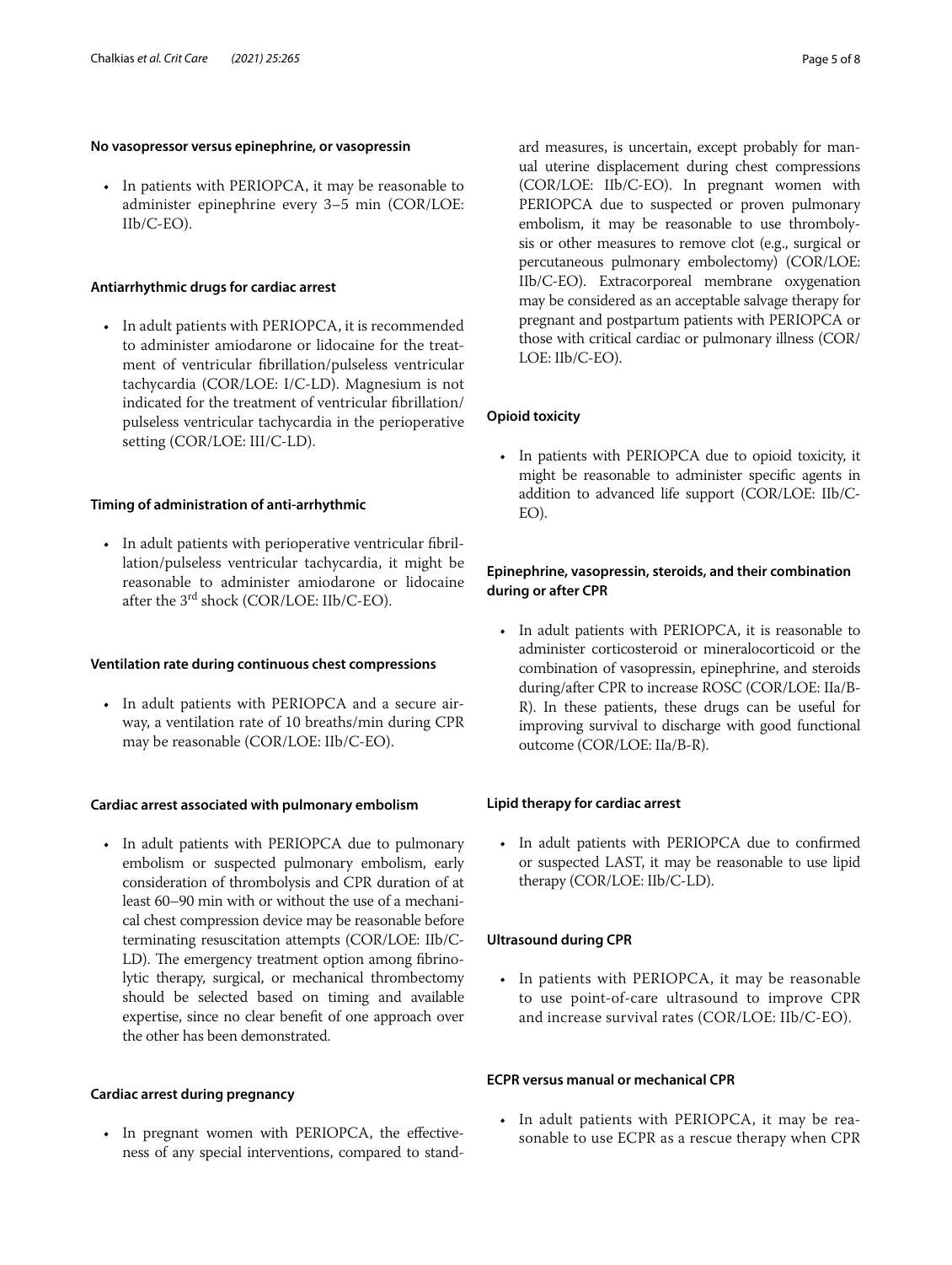#### No vasopressor versus epinephrine, or vasopressin

- In patients with PERIOPCA, it may be reasonable to administer epinephrine every 3–5 min (COR/LOE: IIb/C-EO).

#### Antiarrhythmic drugs for cardiac arrest

- In adult patients with PERIOPCA, it is recommended to administer amiodarone or lidocaine for the treatment of ventricular fibrillation/pulseless ventricular tachycardia (COR/LOE: I/C-LD). Magnesium is not indicated for the treatment of ventricular fibrillation/pulseless ventricular tachycardia in the perioperative setting (COR/LOE: III/C-LD).

#### Timing of administration of anti-arrhythmic

- In adult patients with perioperative ventricular fibrillation/pulseless ventricular tachycardia, it might be reasonable to administer amiodarone or lidocaine after the 3rd shock (COR/LOE: IIb/C-EO).

#### Ventilation rate during continuous chest compressions

- In adult patients with PERIOPCA and a secure airway, a ventilation rate of 10 breaths/min during CPR may be reasonable (COR/LOE: IIb/C-EO).

#### Cardiac arrest associated with pulmonary embolism

- In adult patients with PERIOPCA due to pulmonary embolism or suspected pulmonary embolism, early consideration of thrombolysis and CPR duration of at least 60–90 min with or without the use of a mechanical chest compression device may be reasonable before terminating resuscitation attempts (COR/LOE: IIb/C-LD). The emergency treatment option among fibrinolytic therapy, surgical, or mechanical thrombectomy should be selected based on timing and available expertise, since no clear benefit of one approach over the other has been demonstrated.

#### Cardiac arrest during pregnancy

- In pregnant women with PERIOPCA, the effectiveness of any special interventions, compared to standard measures, is uncertain, except probably for manual uterine displacement during chest compressions (COR/LOE: IIb/C-EO). In pregnant women with PERIOPCA due to suspected or proven pulmonary embolism, it may be reasonable to use thrombolysis or other measures to remove clot (e.g., surgical or percutaneous pulmonary embolectomy) (COR/LOE: IIb/C-EO). Extracorporeal membrane oxygenation may be considered as an acceptable salvage therapy for pregnant and postpartum patients with PERIOPCA or those with critical cardiac or pulmonary illness (COR/LOE: IIb/C-EO).

#### Opioid toxicity

- In patients with PERIOPCA due to opioid toxicity, it might be reasonable to administer specific agents in addition to advanced life support (COR/LOE: IIb/C-EO).

#### Epinephrine, vasopressin, steroids, and their combination during or after CPR

- In adult patients with PERIOPCA, it is reasonable to administer corticosteroid or mineralocorticoid or the combination of vasopressin, epinephrine, and steroids during/after CPR to increase ROSC (COR/LOE: IIa/B-R). In these patients, these drugs can be useful for improving survival to discharge with good functional outcome (COR/LOE: IIa/B-R).

#### Lipid therapy for cardiac arrest

- In adult patients with PERIOPCA due to confirmed or suspected LAST, it may be reasonable to use lipid therapy (COR/LOE: IIb/C-LD).

#### Ultrasound during CPR

- In patients with PERIOPCA, it may be reasonable to use point-of-care ultrasound to improve CPR and increase survival rates (COR/LOE: IIb/C-EO).

#### ECPR versus manual or mechanical CPR

- In adult patients with PERIOPCA, it may be reasonable to use ECPR as a rescue therapy when CPR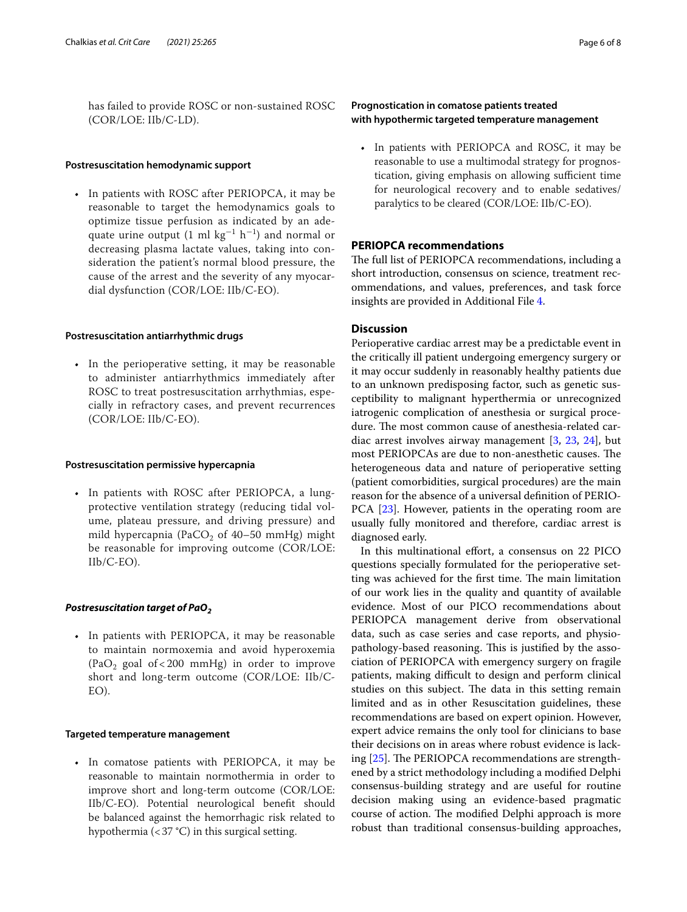has failed to provide ROSC or non-sustained ROSC (COR/LOE: IIb/C-LD).

#### Postresuscitation hemodynamic support

- In patients with ROSC after PERIOPCA, it may be reasonable to target the hemodynamics goals to optimize tissue perfusion as indicated by an adequate urine output (1 ml $kg^{-1}$ $h^{-1}$) and normal or decreasing plasma lactate values, taking into consideration the patient's normal blood pressure, the cause of the arrest and the severity of any myocardial dysfunction (COR/LOE: IIb/C-EO).

#### Postresuscitation antiarrhythmic drugs

- In the perioperative setting, it may be reasonable to administer antiarrhythmics immediately after ROSC to treat postresuscitation arrhythmias, especially in refractory cases, and prevent recurrences (COR/LOE: IIb/C-EO).

#### Postresuscitation permissive hypercapnia

- In patients with ROSC after PERIOPCA, a lung-protective ventilation strategy (reducing tidal volume, plateau pressure, and driving pressure) and mild hypercapnia ($PaCO_2$ of 40–50 mmHg) might be reasonable for improving outcome (COR/LOE: IIb/C-EO).

#### *Postresuscitation target of $PaO_2$*

- In patients with PERIOPCA, it may be reasonable to maintain normoxemia and avoid hyperoxemia ($PaO_2$ goal of < 200 mmHg) in order to improve short and long-term outcome (COR/LOE: IIb/C-EO).

#### Targeted temperature management

- In comatose patients with PERIOPCA, it may be reasonable to maintain normothermia in order to improve short and long-term outcome (COR/LOE: IIb/C-EO). Potential neurological benefit should be balanced against the hemorrhagic risk related to hypothermia (< 37 °C) in this surgical setting.

#### Prognostication in comatose patients treated with hypothermic targeted temperature management

- In patients with PERIOPCA and ROSC, it may be reasonable to use a multimodal strategy for prognostication, giving emphasis on allowing sufficient time for neurological recovery and to enable sedatives/paralytics to be cleared (COR/LOE: IIb/C-EO).

## PERIOPCA recommendations

The full list of PERIOPCA recommendations, including a short introduction, consensus on science, treatment recommendations, and values, preferences, and task force insights are provided in Additional File 4.

## Discussion

Perioperative cardiac arrest may be a predictable event in the critically ill patient undergoing emergency surgery or it may occur suddenly in reasonably healthy patients due to an unknown predisposing factor, such as genetic susceptibility to malignant hyperthermia or unrecognized iatrogenic complication of anesthesia or surgical procedure. The most common cause of anesthesia-related cardiac arrest involves airway management [3, 23, 24], but most PERIOPCAs are due to non-anesthetic causes. The heterogeneous data and nature of perioperative setting (patient comorbidities, surgical procedures) are the main reason for the absence of a universal definition of PERIOPCA [23]. However, patients in the operating room are usually fully monitored and therefore, cardiac arrest is diagnosed early.

In this multinational effort, a consensus on 22 PICO questions specially formulated for the perioperative setting was achieved for the first time. The main limitation of our work lies in the quality and quantity of available evidence. Most of our PICO recommendations about PERIOPCA management derive from observational data, such as case series and case reports, and physiopathology-based reasoning. This is justified by the association of PERIOPCA with emergency surgery on fragile patients, making difficult to design and perform clinical studies on this subject. The data in this setting remain limited and as in other Resuscitation guidelines, these recommendations are based on expert opinion. However, expert advice remains the only tool for clinicians to base their decisions on in areas where robust evidence is lacking [25]. The PERIOPCA recommendations are strengthened by a strict methodology including a modified Delphi consensus-building strategy and are useful for routine decision making using an evidence-based pragmatic course of action. The modified Delphi approach is more robust than traditional consensus-building approaches,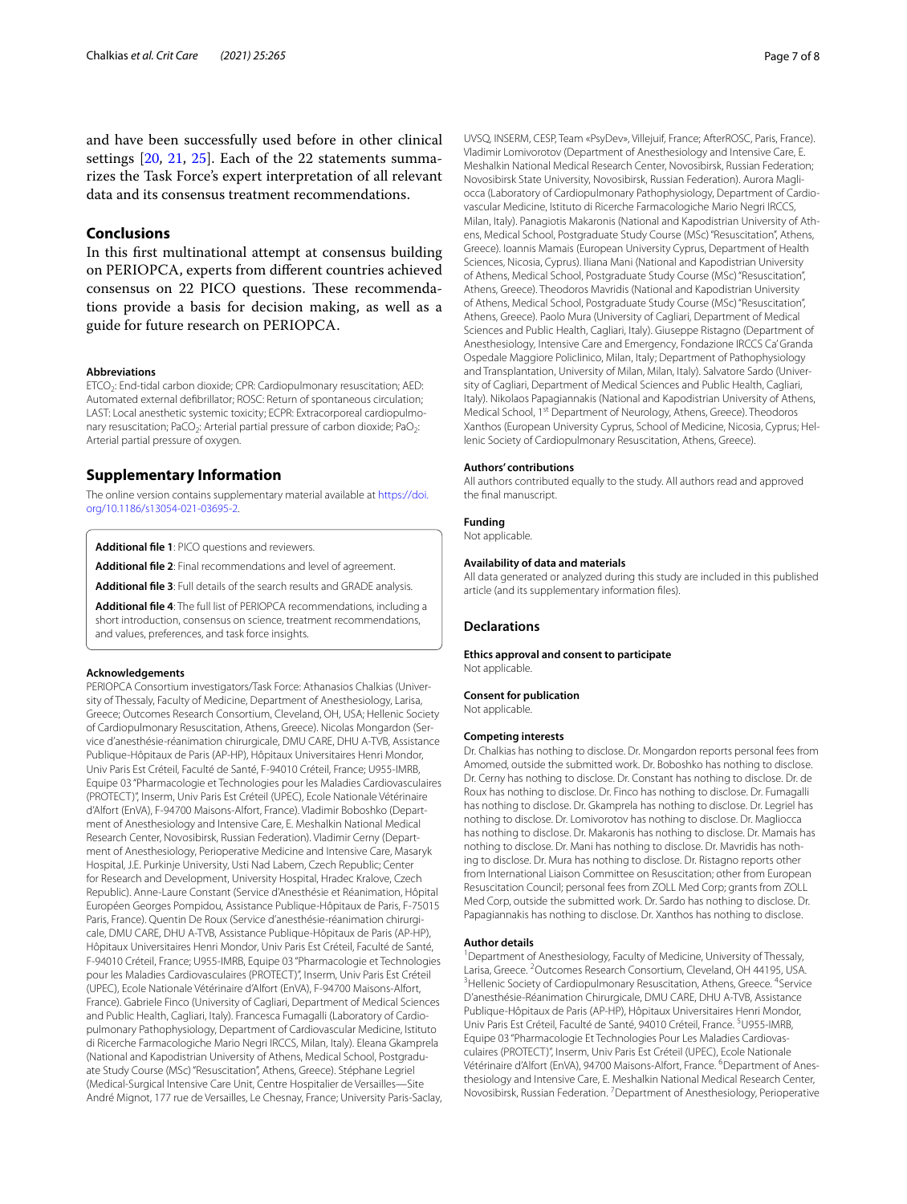and have been successfully used before in other clinical settings [20, 21, 25]. Each of the 22 statements summarizes the Task Force's expert interpretation of all relevant data and its consensus treatment recommendations.

## Conclusions

In this first multinational attempt at consensus building on PERIOPCA, experts from different countries achieved consensus on 22 PICO questions. These recommendations provide a basis for decision making, as well as a guide for future research on PERIOPCA.

#### Abbreviations

$ETCO_2$: End-tidal carbon dioxide; CPR: Cardiopulmonary resuscitation; AED: Automated external defibrillator; ROSC: Return of spontaneous circulation; LAST: Local anesthetic systemic toxicity; ECPR: Extracorporeal cardiopulmonary resuscitation; $PaCO_2$: Arterial partial pressure of carbon dioxide; $PaO_2$: Arterial partial pressure of oxygen.

## Supplementary Information

The online version contains supplementary material available at https://doi.org/10.1186/s13054-021-03695-2.

**Additional file 1**: PICO questions and reviewers.

**Additional file 2**: Final recommendations and level of agreement.

**Additional file 3**: Full details of the search results and GRADE analysis.

**Additional file 4**: The full list of PERIOPCA recommendations, including a short introduction, consensus on science, treatment recommendations, and values, preferences, and task force insights.

#### Acknowledgements

PERIOPCA Consortium investigators/Task Force: Athanasios Chalkias (University of Thessaly, Faculty of Medicine, Department of Anesthesiology, Larisa, Greece; Outcomes Research Consortium, Cleveland, OH, USA; Hellenic Society of Cardiopulmonary Resuscitation, Athens, Greece). Nicolas Mongardon (Service d'anesthésie-réanimation chirurgicale, DMU CARE, DHU A-TVB, Assistance Publique-Hôpitaux de Paris (AP-HP), Hôpitaux Universitaires Henri Mondor, Univ Paris Est Créteil, Faculté de Santé, F-94010 Créteil, France; U955-IMRB, Equipe 03 "Pharmacologie et Technologies pour les Maladies Cardiovasculaires (PROTECT)", Inserm, Univ Paris Est Créteil (UPEC), Ecole Nationale Vétérinaire d'Alfort (EnVA), F-94700 Maisons-Alfort, France). Vladimir Boboshko (Department of Anesthesiology and Intensive Care, E. Meshalkin National Medical Research Center, Novosibirsk, Russian Federation). Vladimir Cerny (Department of Anesthesiology, Perioperative Medicine and Intensive Care, Masaryk Hospital, J.E. Purkinje University, Usti Nad Labem, Czech Republic; Center for Research and Development, University Hospital, Hradec Kralove, Czech Republic). Anne-Laure Constant (Service d'Anesthésie et Réanimation, Hôpital Européen Georges Pompidou, Assistance Publique-Hôpitaux de Paris, F-75015 Paris, France). Quentin De Roux (Service d'anesthésie-réanimation chirurgicale, DMU CARE, DHU A-TVB, Assistance Publique-Hôpitaux de Paris (AP-HP), Hôpitaux Universitaires Henri Mondor, Univ Paris Est Créteil, Faculté de Santé, F-94010 Créteil, France; U955-IMRB, Equipe 03 "Pharmacologie et Technologies pour les Maladies Cardiovasculaires (PROTECT)", Inserm, Univ Paris Est Créteil (UPEC), Ecole Nationale Vétérinaire d'Alfort (EnVA), F-94700 Maisons-Alfort, France). Gabriele Finco (University of Cagliari, Department of Medical Sciences and Public Health, Cagliari, Italy). Francesca Fumagalli (Laboratory of Cardiopulmonary Pathophysiology, Department of Cardiovascular Medicine, Istituto di Ricerche Farmacologiche Mario Negri IRCCS, Milan, Italy). Eleana Gkamprela (National and Kapodistrian University of Athens, Medical School, Postgraduate Study Course (MSc) "Resuscitation", Athens, Greece). Stéphane Legriel (Medical-Surgical Intensive Care Unit, Centre Hospitalier de Versailles—Site André Mignot, 177 rue de Versailles, Le Chesnay, France; University Paris-Saclay, UVSQ, INSERM, CESP, Team «PsyDev», Villejuif, France; AfterROSC, Paris, France). Vladimir Lomivorotov (Department of Anesthesiology and Intensive Care, E. Meshalkin National Medical Research Center, Novosibirsk, Russian Federation; Novosibirsk State University, Novosibirsk, Russian Federation). Aurora Magliocca (Laboratory of Cardiopulmonary Pathophysiology, Department of Cardiovascular Medicine, Istituto di Ricerche Farmacologiche Mario Negri IRCCS, Milan, Italy). Panagiotis Makaronis (National and Kapodistrian University of Athens, Medical School, Postgraduate Study Course (MSc) "Resuscitation", Athens, Greece). Ioannis Mamais (European University Cyprus, Department of Health Sciences, Nicosia, Cyprus). Iliana Mani (National and Kapodistrian University of Athens, Medical School, Postgraduate Study Course (MSc) "Resuscitation", Athens, Greece). Theodoros Mavridis (National and Kapodistrian University of Athens, Medical School, Postgraduate Study Course (MSc) "Resuscitation", Athens, Greece). Paolo Mura (University of Cagliari, Department of Medical Sciences and Public Health, Cagliari, Italy). Giuseppe Ristagno (Department of Anesthesiology, Intensive Care and Emergency, Fondazione IRCCS Ca' Granda Ospedale Maggiore Policlinico, Milan, Italy; Department of Pathophysiology and Transplantation, University of Milan, Milan, Italy). Salvatore Sardo (University of Cagliari, Department of Medical Sciences and Public Health, Cagliari, Italy). Nikolaos Papagiannakis (National and Kapodistrian University of Athens, Medical School, 1st Department of Neurology, Athens, Greece). Theodoros Xanthos (European University Cyprus, School of Medicine, Nicosia, Cyprus; Hellenic Society of Cardiopulmonary Resuscitation, Athens, Greece).

#### Authors' contributions

All authors contributed equally to the study. All authors read and approved the final manuscript.

#### Funding

Not applicable.

#### Availability of data and materials

All data generated or analyzed during this study are included in this published article (and its supplementary information files).

## Declarations

#### Ethics approval and consent to participate

Not applicable.

#### Consent for publication

Not applicable.

#### Competing interests

Dr. Chalkias has nothing to disclose. Dr. Mongardon reports personal fees from Amomed, outside the submitted work. Dr. Boboshko has nothing to disclose. Dr. Cerny has nothing to disclose. Dr. Constant has nothing to disclose. Dr. de Roux has nothing to disclose. Dr. Finco has nothing to disclose. Dr. Fumagalli has nothing to disclose. Dr. Gkamprela has nothing to disclose. Dr. Legriel has nothing to disclose. Dr. Lomivorotov has nothing to disclose. Dr. Magliocca has nothing to disclose. Dr. Makaronis has nothing to disclose. Dr. Mamais has nothing to disclose. Dr. Mani has nothing to disclose. Dr. Mavridis has nothing to disclose. Dr. Mura has nothing to disclose. Dr. Ristagno reports other from International Liaison Committee on Resuscitation; other from European Resuscitation Council; personal fees from ZOLL Med Corp; grants from ZOLL Med Corp, outside the submitted work. Dr. Sardo has nothing to disclose. Dr. Papagiannakis has nothing to disclose. Dr. Xanthos has nothing to disclose.

#### Author details

[1] Department of Anesthesiology, Faculty of Medicine, University of Thessaly, Larisa, Greece. [2] Outcomes Research Consortium, Cleveland, OH 44195, USA. [3] Hellenic Society of Cardiopulmonary Resuscitation, Athens, Greece. [4] Service D'anesthésie-Réanimation Chirurgicale, DMU CARE, DHU A-TVB, Assistance Publique-Hôpitaux de Paris (AP-HP), Hôpitaux Universitaires Henri Mondor, Univ Paris Est Créteil, Faculté de Santé, 94010 Créteil, France. [5] U955-IMRB, Equipe 03 "Pharmacologie Et Technologies Pour Les Maladies Cardiovasculaires (PROTECT)", Inserm, Univ Paris Est Créteil (UPEC), Ecole Nationale Vétérinaire d'Alfort (EnVA), 94700 Maisons-Alfort, France. [6] Department of Anesthesiology and Intensive Care, E. Meshalkin National Medical Research Center, Novosibirsk, Russian Federation. [7] Department of Anesthesiology, Perioperative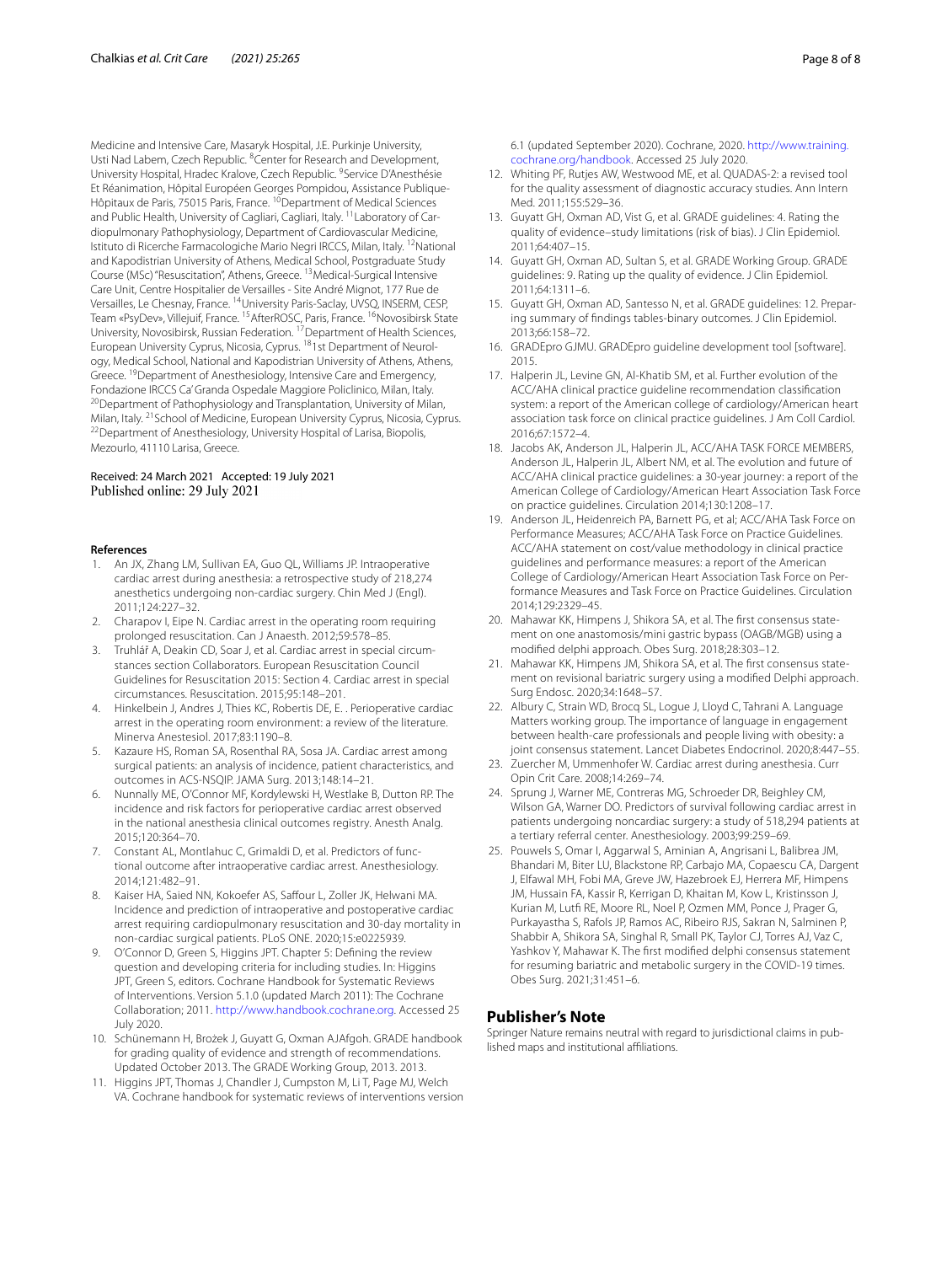Medicine and Intensive Care, Masaryk Hospital, J.E. Purkinje University, Usti Nad Labem, Czech Republic. [8]Center for Research and Development, University Hospital, Hradec Kralove, Czech Republic. [9]Service D'Anesthésie Et Réanimation, Hôpital Européen Georges Pompidou, Assistance Publique-Hôpitaux de Paris, 75015 Paris, France. [10]Department of Medical Sciences and Public Health, University of Cagliari, Cagliari, Italy. [11]Laboratory of Cardiopulmonary Pathophysiology, Department of Cardiovascular Medicine, Istituto di Ricerche Farmacologiche Mario Negri IRCCS, Milan, Italy. [12]National and Kapodistrian University of Athens, Medical School, Postgraduate Study Course (MSc) "Resuscitation", Athens, Greece. [13]Medical-Surgical Intensive Care Unit, Centre Hospitalier de Versailles - Site André Mignot, 177 Rue de Versailles, Le Chesnay, France. [14]University Paris-Saclay, UVSQ, INSERM, CESP, Team «PsyDev», Villejuif, France. [15]AfterROSC, Paris, France. [16]Novosibirsk State University, Novosibirsk, Russian Federation. [17]Department of Health Sciences, European University Cyprus, Nicosia, Cyprus. [18]1st Department of Neurology, Medical School, National and Kapodistrian University of Athens, Athens, Greece. [19]Department of Anesthesiology, Intensive Care and Emergency, Fondazione IRCCS Ca' Granda Ospedale Maggiore Policlinico, Milan, Italy. [20]Department of Pathophysiology and Transplantation, University of Milan, Milan, Italy. [21]School of Medicine, European University Cyprus, Nicosia, Cyprus. [22]Department of Anesthesiology, University Hospital of Larisa, Biopolis, Mezourlo, 41110 Larisa, Greece.

Received: 24 March 2021 Accepted: 19 July 2021
Published online: 29 July 2021

## References

1. An JX, Zhang LM, Sullivan EA, Guo QL, Williams JP. Intraoperative cardiac arrest during anesthesia: a retrospective study of 218,274 anesthetics undergoing non-cardiac surgery. Chin Med J (Engl). 2011;124:227–32.
2. Charapov I, Eipe N. Cardiac arrest in the operating room requiring prolonged resuscitation. Can J Anaesth. 2012;59:578–85.
3. Truhlář A, Deakin CD, Soar J, et al. Cardiac arrest in special circumstances section Collaborators. European Resuscitation Council Guidelines for Resuscitation 2015: Section 4. Cardiac arrest in special circumstances. Resuscitation. 2015;95:148–201.
4. Hinkelbein J, Andres J, Thies KC, Robertis DE, E. . Perioperative cardiac arrest in the operating room environment: a review of the literature. Minerva Anestesiol. 2017;83:1190–8.
5. Kazaure HS, Roman SA, Rosenthal RA, Sosa JA. Cardiac arrest among surgical patients: an analysis of incidence, patient characteristics, and outcomes in ACS-NSQIP. JAMA Surg. 2013;148:14–21.
6. Nunnally ME, O'Connor MF, Kordylewski H, Westlake B, Dutton RP. The incidence and risk factors for perioperative cardiac arrest observed in the national anesthesia clinical outcomes registry. Anesth Analg. 2015;120:364–70.
7. Constant AL, Montlahuc C, Grimaldi D, et al. Predictors of functional outcome after intraoperative cardiac arrest. Anesthesiology. 2014;121:482–91.
8. Kaiser HA, Saied NN, Kokoefer AS, Saffour L, Zoller JK, Helwani MA. Incidence and prediction of intraoperative and postoperative cardiac arrest requiring cardiopulmonary resuscitation and 30-day mortality in non-cardiac surgical patients. PLoS ONE. 2020;15:e0225939.
9. O'Connor D, Green S, Higgins JPT. Chapter 5: Defining the review question and developing criteria for including studies. In: Higgins JPT, Green S, editors. Cochrane Handbook for Systematic Reviews of Interventions. Version 5.1.0 (updated March 2011): The Cochrane Collaboration; 2011. http://www.handbook.cochrane.org. Accessed 25 July 2020.
10. Schünemann H, Brożek J, Guyatt G, Oxman AJAfgoh. GRADE handbook for grading quality of evidence and strength of recommendations. Updated October 2013. The GRADE Working Group, 2013. 2013.
11. Higgins JPT, Thomas J, Chandler J, Cumpston M, Li T, Page MJ, Welch VA. Cochrane handbook for systematic reviews of interventions version 6.1 (updated September 2020). Cochrane, 2020. http://www.training.cochrane.org/handbook. Accessed 25 July 2020.
12. Whiting PF, Rutjes AW, Westwood ME, et al. QUADAS-2: a revised tool for the quality assessment of diagnostic accuracy studies. Ann Intern Med. 2011;155:529–36.
13. Guyatt GH, Oxman AD, Vist G, et al. GRADE guidelines: 4. Rating the quality of evidence–study limitations (risk of bias). J Clin Epidemiol. 2011;64:407–15.
14. Guyatt GH, Oxman AD, Sultan S, et al. GRADE Working Group. GRADE guidelines: 9. Rating up the quality of evidence. J Clin Epidemiol. 2011;64:1311–6.
15. Guyatt GH, Oxman AD, Santesso N, et al. GRADE guidelines: 12. Preparing summary of findings tables-binary outcomes. J Clin Epidemiol. 2013;66:158–72.
16. GRADEpro GJMU. GRADEpro guideline development tool [software]. 2015.
17. Halperin JL, Levine GN, Al-Khatib SM, et al. Further evolution of the ACC/AHA clinical practice guideline recommendation classification system: a report of the American college of cardiology/American heart association task force on clinical practice guidelines. J Am Coll Cardiol. 2016;67:1572–4.
18. Jacobs AK, Anderson JL, Halperin JL, ACC/AHA TASK FORCE MEMBERS, Anderson JL, Halperin JL, Albert NM, et al. The evolution and future of ACC/AHA clinical practice guidelines: a 30-year journey: a report of the American College of Cardiology/American Heart Association Task Force on practice guidelines. Circulation 2014;130:1208–17.
19. Anderson JL, Heidenreich PA, Barnett PG, et al; ACC/AHA Task Force on Performance Measures; ACC/AHA Task Force on Practice Guidelines. ACC/AHA statement on cost/value methodology in clinical practice guidelines and performance measures: a report of the American College of Cardiology/American Heart Association Task Force on Performance Measures and Task Force on Practice Guidelines. Circulation 2014;129:2329–45.
20. Mahawar KK, Himpens J, Shikora SA, et al. The first consensus statement on one anastomosis/mini gastric bypass (OAGB/MGB) using a modified delphi approach. Obes Surg. 2018;28:303–12.
21. Mahawar KK, Himpens JM, Shikora SA, et al. The first consensus statement on revisional bariatric surgery using a modified Delphi approach. Surg Endosc. 2020;34:1648–57.
22. Albury C, Strain WD, Brocq SL, Logue J, Lloyd C, Tahrani A. Language Matters working group. The importance of language in engagement between health-care professionals and people living with obesity: a joint consensus statement. Lancet Diabetes Endocrinol. 2020;8:447–55.
23. Zuercher M, Ummenhofer W. Cardiac arrest during anesthesia. Curr Opin Crit Care. 2008;14:269–74.
24. Sprung J, Warner ME, Contreras MG, Schroeder DR, Beighley CM, Wilson GA, Warner DO. Predictors of survival following cardiac arrest in patients undergoing noncardiac surgery: a study of 518,294 patients at a tertiary referral center. Anesthesiology. 2003;99:259–69.
25. Pouwels S, Omar I, Aggarwal S, Aminian A, Angrisani L, Balibrea JM, Bhandari M, Biter LU, Blackstone RP, Carbajo MA, Copaescu CA, Dargent J, Elfawal MH, Fobi MA, Greve JW, Hazebroek EJ, Herrera MF, Himpens JM, Hussain FA, Kassir R, Kerrigan D, Khaitan M, Kow L, Kristinsson J, Kurian M, Lutfi RE, Moore RL, Noel P, Ozmen MM, Ponce J, Prager G, Purkayastha S, Rafols JP, Ramos AC, Ribeiro RJS, Sakran N, Salminen P, Shabbir A, Shikora SA, Singhal R, Small PK, Taylor CJ, Torres AJ, Vaz C, Yashkov Y, Mahawar K. The first modified delphi consensus statement for resuming bariatric and metabolic surgery in the COVID-19 times. Obes Surg. 2021;31:451–6.

## Publisher's Note

Springer Nature remains neutral with regard to jurisdictional claims in published maps and institutional affiliations.